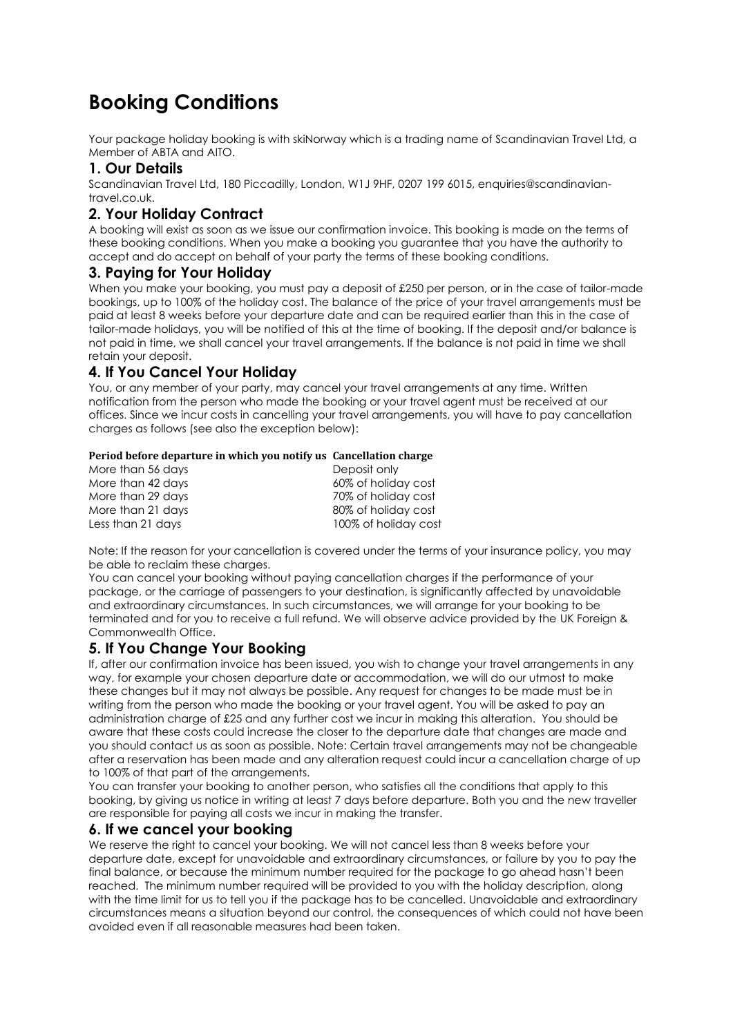# Booking Conditions

Your package holiday booking is with skiNorway which is a trading name of Scandinavian Travel Ltd, a Member of ABTA and AITO.

## 1. Our Details

Scandinavian Travel Ltd, 180 Piccadilly, London, W1J 9HF, 0207 199 6015, enquiries@scandinavian-travel.co.uk.

## 2. Your Holiday Contract

A booking will exist as soon as we issue our confirmation invoice. This booking is made on the terms of these booking conditions. When you make a booking you guarantee that you have the authority to accept and do accept on behalf of your party the terms of these booking conditions.

## 3. Paying for Your Holiday

When you make your booking, you must pay a deposit of £250 per person, or in the case of tailor-made bookings, up to 100% of the holiday cost. The balance of the price of your travel arrangements must be paid at least 8 weeks before your departure date and can be required earlier than this in the case of tailor-made holidays, you will be notified of this at the time of booking. If the deposit and/or balance is not paid in time, we shall cancel your travel arrangements. If the balance is not paid in time we shall retain your deposit.

## 4. If You Cancel Your Holiday

You, or any member of your party, may cancel your travel arrangements at any time. Written notification from the person who made the booking or your travel agent must be received at our offices. Since we incur costs in cancelling your travel arrangements, you will have to pay cancellation charges as follows (see also the exception below):

| Period before departure in which you notify us | Cancellation charge |
|---|---|
| More than 56 days | Deposit only |
| More than 42 days | 60% of holiday cost |
| More than 29 days | 70% of holiday cost |
| More than 21 days | 80% of holiday cost |
| Less than 21 days | 100% of holiday cost |

Note: If the reason for your cancellation is covered under the terms of your insurance policy, you may be able to reclaim these charges.

You can cancel your booking without paying cancellation charges if the performance of your package, or the carriage of passengers to your destination, is significantly affected by unavoidable and extraordinary circumstances. In such circumstances, we will arrange for your booking to be terminated and for you to receive a full refund. We will observe advice provided by the UK Foreign & Commonwealth Office.

## 5. If You Change Your Booking

If, after our confirmation invoice has been issued, you wish to change your travel arrangements in any way, for example your chosen departure date or accommodation, we will do our utmost to make these changes but it may not always be possible. Any request for changes to be made must be in writing from the person who made the booking or your travel agent. You will be asked to pay an administration charge of £25 and any further cost we incur in making this alteration. You should be aware that these costs could increase the closer to the departure date that changes are made and you should contact us as soon as possible. Note: Certain travel arrangements may not be changeable after a reservation has been made and any alteration request could incur a cancellation charge of up to 100% of that part of the arrangements.

You can transfer your booking to another person, who satisfies all the conditions that apply to this booking, by giving us notice in writing at least 7 days before departure. Both you and the new traveller are responsible for paying all costs we incur in making the transfer.

## 6. If we cancel your booking

We reserve the right to cancel your booking. We will not cancel less than 8 weeks before your departure date, except for unavoidable and extraordinary circumstances, or failure by you to pay the final balance, or because the minimum number required for the package to go ahead hasn't been reached. The minimum number required will be provided to you with the holiday description, along with the time limit for us to tell you if the package has to be cancelled. Unavoidable and extraordinary circumstances means a situation beyond our control, the consequences of which could not have been avoided even if all reasonable measures had been taken.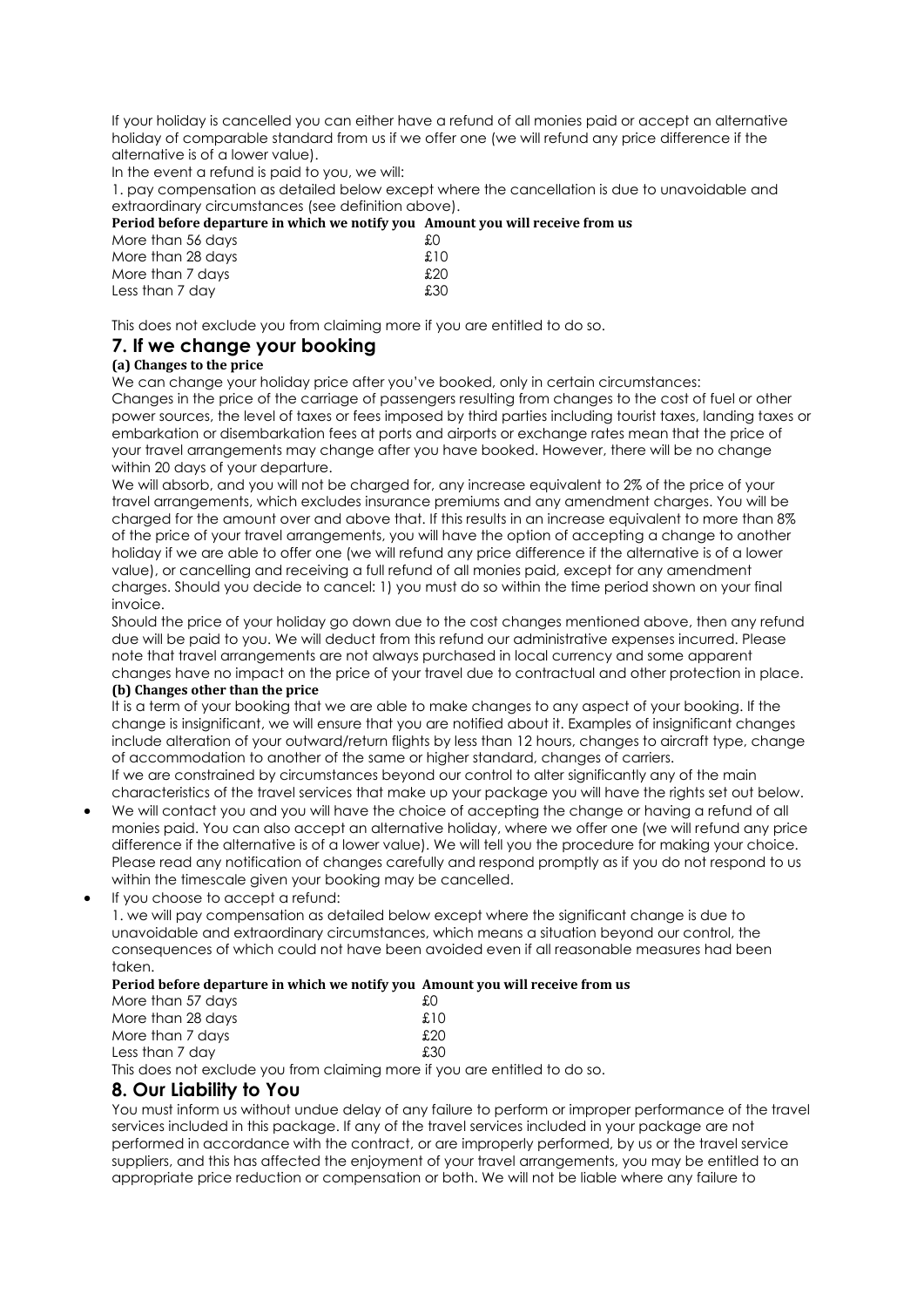If your holiday is cancelled you can either have a refund of all monies paid or accept an alternative holiday of comparable standard from us if we offer one (we will refund any price difference if the alternative is of a lower value).

In the event a refund is paid to you, we will:

1. pay compensation as detailed below except where the cancellation is due to unavoidable and extraordinary circumstances (see definition above).

| Period before departure in which we notify you | Amount you will receive from us |
| --- | --- |
| More than 56 days | £0 |
| More than 28 days | £10 |
| More than 7 days | £20 |
| Less than 7 day | £30 |

This does not exclude you from claiming more if you are entitled to do so.

## 7. If we change your booking

**(a) Changes to the price**

We can change your holiday price after you've booked, only in certain circumstances:

Changes in the price of the carriage of passengers resulting from changes to the cost of fuel or other power sources, the level of taxes or fees imposed by third parties including tourist taxes, landing taxes or embarkation or disembarkation fees at ports and airports or exchange rates mean that the price of your travel arrangements may change after you have booked. However, there will be no change within 20 days of your departure.

We will absorb, and you will not be charged for, any increase equivalent to 2% of the price of your travel arrangements, which excludes insurance premiums and any amendment charges. You will be charged for the amount over and above that. If this results in an increase equivalent to more than 8% of the price of your travel arrangements, you will have the option of accepting a change to another holiday if we are able to offer one (we will refund any price difference if the alternative is of a lower value), or cancelling and receiving a full refund of all monies paid, except for any amendment charges. Should you decide to cancel: 1) you must do so within the time period shown on your final invoice.

Should the price of your holiday go down due to the cost changes mentioned above, then any refund due will be paid to you. We will deduct from this refund our administrative expenses incurred. Please note that travel arrangements are not always purchased in local currency and some apparent changes have no impact on the price of your travel due to contractual and other protection in place.

**(b) Changes other than the price**

It is a term of your booking that we are able to make changes to any aspect of your booking. If the change is insignificant, we will ensure that you are notified about it. Examples of insignificant changes include alteration of your outward/return flights by less than 12 hours, changes to aircraft type, change of accommodation to another of the same or higher standard, changes of carriers.

If we are constrained by circumstances beyond our control to alter significantly any of the main characteristics of the travel services that make up your package you will have the rights set out below.

- We will contact you and you will have the choice of accepting the change or having a refund of all monies paid. You can also accept an alternative holiday, where we offer one (we will refund any price difference if the alternative is of a lower value). We will tell you the procedure for making your choice. Please read any notification of changes carefully and respond promptly as if you do not respond to us within the timescale given your booking may be cancelled.
- If you choose to accept a refund:

  1. we will pay compensation as detailed below except where the significant change is due to unavoidable and extraordinary circumstances, which means a situation beyond our control, the consequences of which could not have been avoided even if all reasonable measures had been taken.

| Period before departure in which we notify you | Amount you will receive from us |
| --- | --- |
| More than 57 days | £0 |
| More than 28 days | £10 |
| More than 7 days | £20 |
| Less than 7 day | £30 |

This does not exclude you from claiming more if you are entitled to do so.

## 8. Our Liability to You

You must inform us without undue delay of any failure to perform or improper performance of the travel services included in this package. If any of the travel services included in your package are not performed in accordance with the contract, or are improperly performed, by us or the travel service suppliers, and this has affected the enjoyment of your travel arrangements, you may be entitled to an appropriate price reduction or compensation or both. We will not be liable where any failure to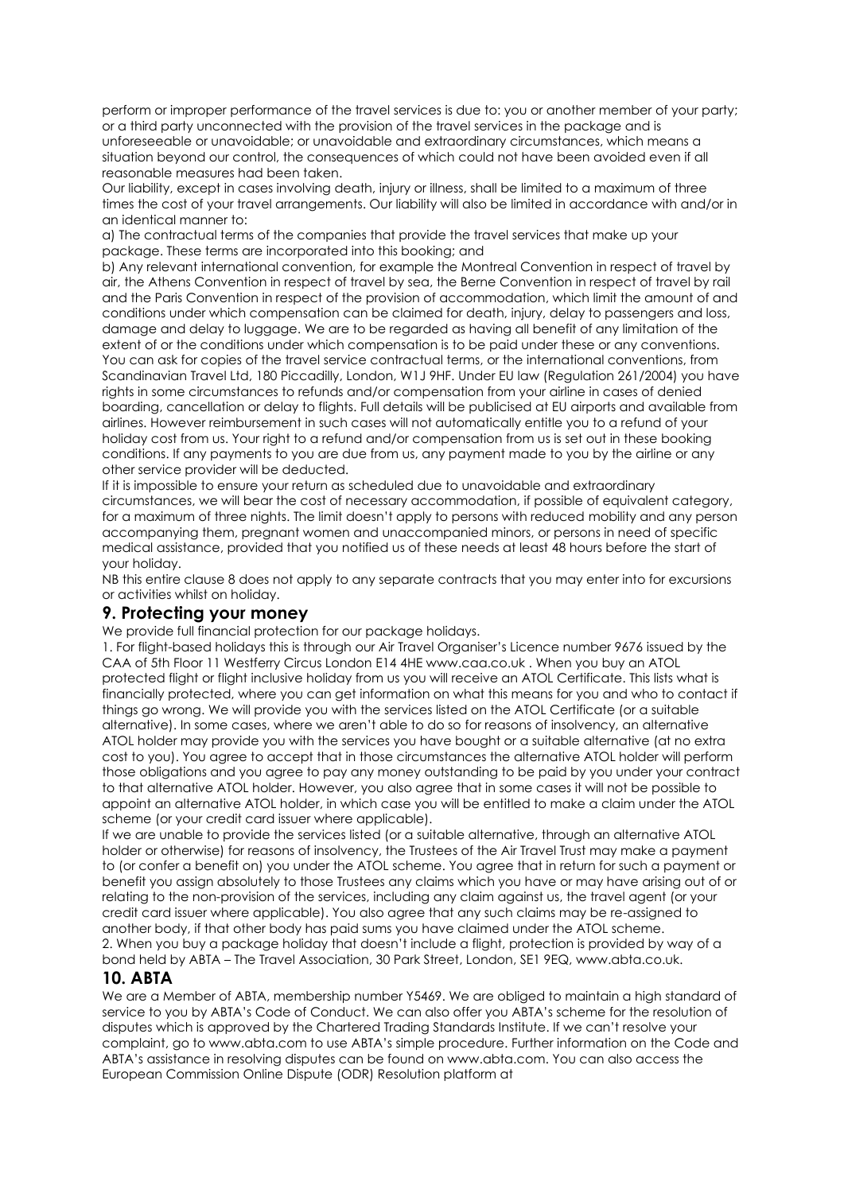perform or improper performance of the travel services is due to: you or another member of your party; or a third party unconnected with the provision of the travel services in the package and is unforeseeable or unavoidable; or unavoidable and extraordinary circumstances, which means a situation beyond our control, the consequences of which could not have been avoided even if all reasonable measures had been taken.

Our liability, except in cases involving death, injury or illness, shall be limited to a maximum of three times the cost of your travel arrangements. Our liability will also be limited in accordance with and/or in an identical manner to:

a) The contractual terms of the companies that provide the travel services that make up your package. These terms are incorporated into this booking; and

b) Any relevant international convention, for example the Montreal Convention in respect of travel by air, the Athens Convention in respect of travel by sea, the Berne Convention in respect of travel by rail and the Paris Convention in respect of the provision of accommodation, which limit the amount of and conditions under which compensation can be claimed for death, injury, delay to passengers and loss, damage and delay to luggage. We are to be regarded as having all benefit of any limitation of the extent of or the conditions under which compensation is to be paid under these or any conventions. You can ask for copies of the travel service contractual terms, or the international conventions, from Scandinavian Travel Ltd, 180 Piccadilly, London, W1J 9HF. Under EU law (Regulation 261/2004) you have rights in some circumstances to refunds and/or compensation from your airline in cases of denied boarding, cancellation or delay to flights. Full details will be publicised at EU airports and available from airlines. However reimbursement in such cases will not automatically entitle you to a refund of your holiday cost from us. Your right to a refund and/or compensation from us is set out in these booking conditions. If any payments to you are due from us, any payment made to you by the airline or any other service provider will be deducted.

If it is impossible to ensure your return as scheduled due to unavoidable and extraordinary circumstances, we will bear the cost of necessary accommodation, if possible of equivalent category, for a maximum of three nights. The limit doesn't apply to persons with reduced mobility and any person accompanying them, pregnant women and unaccompanied minors, or persons in need of specific medical assistance, provided that you notified us of these needs at least 48 hours before the start of your holiday.

NB this entire clause 8 does not apply to any separate contracts that you may enter into for excursions or activities whilst on holiday.

## 9. Protecting your money

We provide full financial protection for our package holidays.

1. For flight-based holidays this is through our Air Travel Organiser's Licence number 9676 issued by the CAA of 5th Floor 11 Westferry Circus London E14 4HE www.caa.co.uk . When you buy an ATOL protected flight or flight inclusive holiday from us you will receive an ATOL Certificate. This lists what is financially protected, where you can get information on what this means for you and who to contact if things go wrong. We will provide you with the services listed on the ATOL Certificate (or a suitable alternative). In some cases, where we aren't able to do so for reasons of insolvency, an alternative ATOL holder may provide you with the services you have bought or a suitable alternative (at no extra cost to you). You agree to accept that in those circumstances the alternative ATOL holder will perform those obligations and you agree to pay any money outstanding to be paid by you under your contract to that alternative ATOL holder. However, you also agree that in some cases it will not be possible to appoint an alternative ATOL holder, in which case you will be entitled to make a claim under the ATOL scheme (or your credit card issuer where applicable).

If we are unable to provide the services listed (or a suitable alternative, through an alternative ATOL holder or otherwise) for reasons of insolvency, the Trustees of the Air Travel Trust may make a payment to (or confer a benefit on) you under the ATOL scheme. You agree that in return for such a payment or benefit you assign absolutely to those Trustees any claims which you have or may have arising out of or relating to the non-provision of the services, including any claim against us, the travel agent (or your credit card issuer where applicable). You also agree that any such claims may be re-assigned to another body, if that other body has paid sums you have claimed under the ATOL scheme.

2. When you buy a package holiday that doesn't include a flight, protection is provided by way of a bond held by ABTA – The Travel Association, 30 Park Street, London, SE1 9EQ, www.abta.co.uk.

## 10. ABTA

We are a Member of ABTA, membership number Y5469. We are obliged to maintain a high standard of service to you by ABTA's Code of Conduct. We can also offer you ABTA's scheme for the resolution of disputes which is approved by the Chartered Trading Standards Institute. If we can't resolve your complaint, go to www.abta.com to use ABTA's simple procedure. Further information on the Code and ABTA's assistance in resolving disputes can be found on www.abta.com. You can also access the European Commission Online Dispute (ODR) Resolution platform at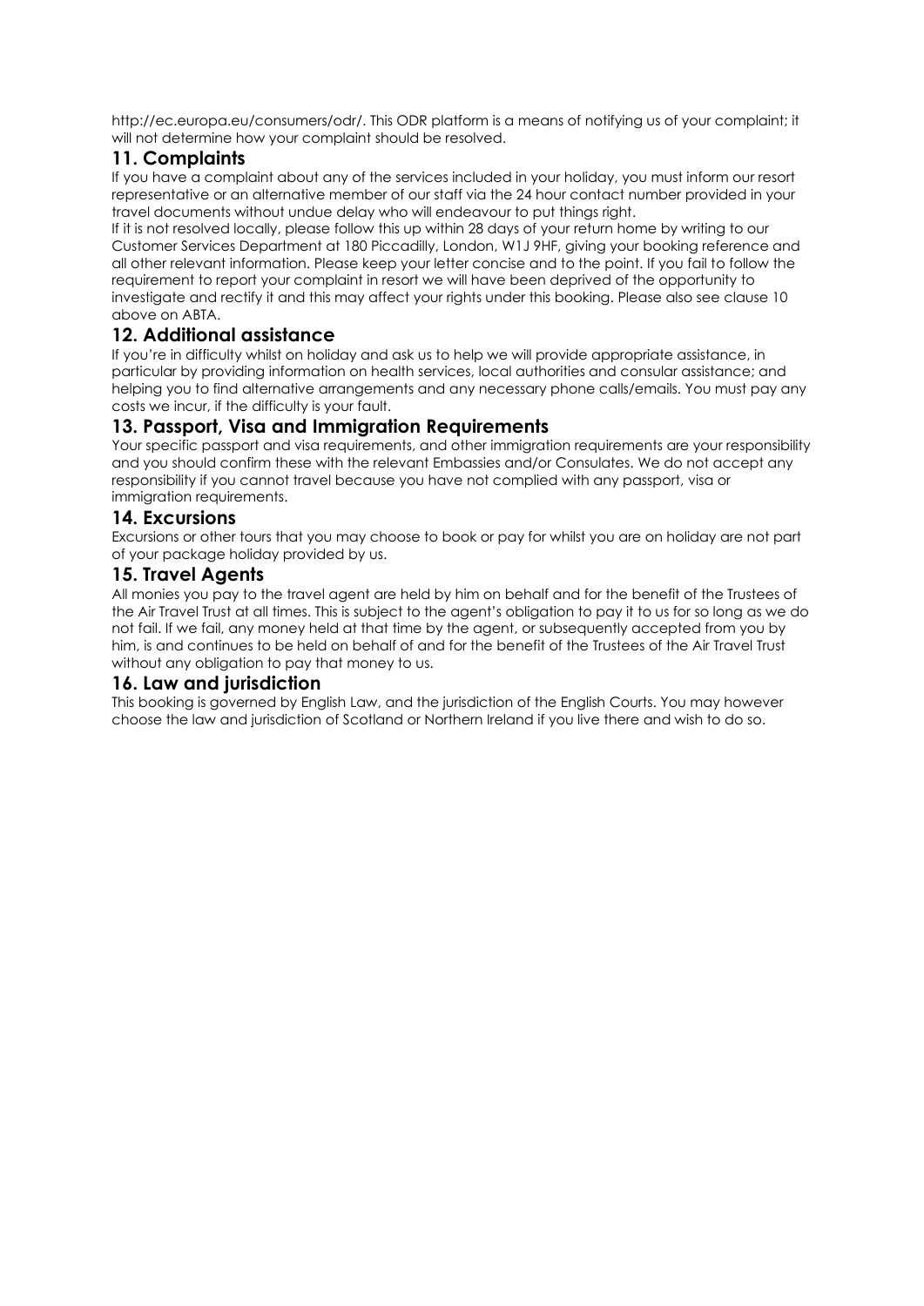http://ec.europa.eu/consumers/odr/. This ODR platform is a means of notifying us of your complaint; it will not determine how your complaint should be resolved.

## 11. Complaints

If you have a complaint about any of the services included in your holiday, you must inform our resort representative or an alternative member of our staff via the 24 hour contact number provided in your travel documents without undue delay who will endeavour to put things right.

If it is not resolved locally, please follow this up within 28 days of your return home by writing to our Customer Services Department at 180 Piccadilly, London, W1J 9HF, giving your booking reference and all other relevant information. Please keep your letter concise and to the point. If you fail to follow the requirement to report your complaint in resort we will have been deprived of the opportunity to investigate and rectify it and this may affect your rights under this booking. Please also see clause 10 above on ABTA.

## 12. Additional assistance

If you're in difficulty whilst on holiday and ask us to help we will provide appropriate assistance, in particular by providing information on health services, local authorities and consular assistance; and helping you to find alternative arrangements and any necessary phone calls/emails. You must pay any costs we incur, if the difficulty is your fault.

## 13. Passport, Visa and Immigration Requirements

Your specific passport and visa requirements, and other immigration requirements are your responsibility and you should confirm these with the relevant Embassies and/or Consulates. We do not accept any responsibility if you cannot travel because you have not complied with any passport, visa or immigration requirements.

## 14. Excursions

Excursions or other tours that you may choose to book or pay for whilst you are on holiday are not part of your package holiday provided by us.

## 15. Travel Agents

All monies you pay to the travel agent are held by him on behalf and for the benefit of the Trustees of the Air Travel Trust at all times. This is subject to the agent's obligation to pay it to us for so long as we do not fail. If we fail, any money held at that time by the agent, or subsequently accepted from you by him, is and continues to be held on behalf of and for the benefit of the Trustees of the Air Travel Trust without any obligation to pay that money to us.

## 16. Law and jurisdiction

This booking is governed by English Law, and the jurisdiction of the English Courts. You may however choose the law and jurisdiction of Scotland or Northern Ireland if you live there and wish to do so.